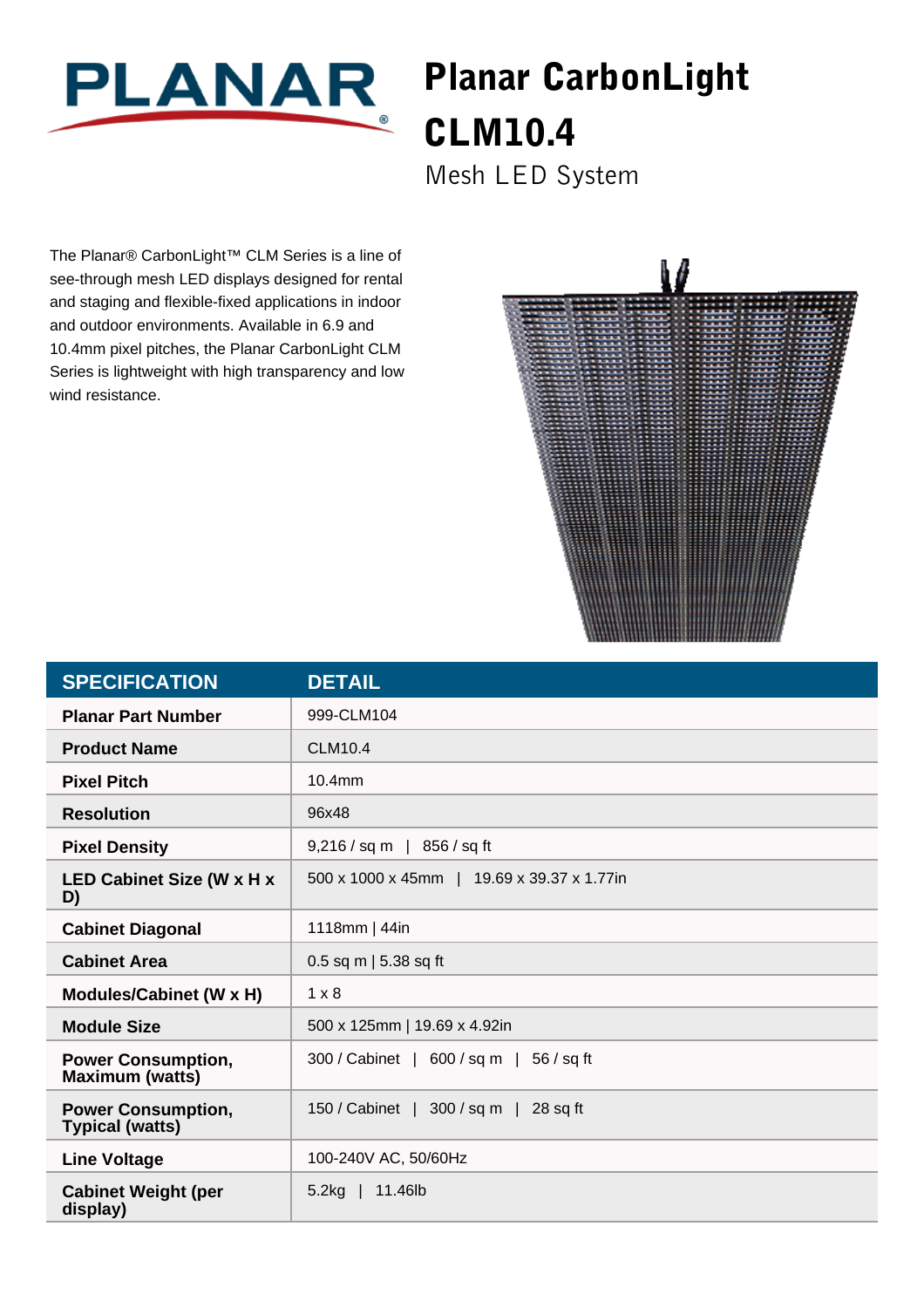PLANAR

# Planar CarbonLight CLM10.4

## Mesh LED System

The Planar® CarbonLight™ CLM Series is a line of see-through mesh LED displays designed for rental and staging and flexible-fixed applications in indoor and outdoor environments. Available in 6.9 and 10.4mm pixel pitches, the Planar CarbonLight CLM Series is lightweight with high transparency and low wind resistance.

| SPECIFICATION | DETAIL |
|---|---|
| **Planar Part Number** | 999-CLM104 |
| **Product Name** | CLM10.4 |
| **Pixel Pitch** | 10.4mm |
| **Resolution** | 96x48 |
| **Pixel Density** | 9,216 / sq m \| 856 / sq ft |
| **LED Cabinet Size (W x H x D)** | 500 x 1000 x 45mm \| 19.69 x 39.37 x 1.77in |
| **Cabinet Diagonal** | 1118mm \| 44in |
| **Cabinet Area** | 0.5 sq m \| 5.38 sq ft |
| **Modules/Cabinet (W x H)** | 1 x 8 |
| **Module Size** | 500 x 125mm \| 19.69 x 4.92in |
| **Power Consumption, Maximum (watts)** | 300 / Cabinet \| 600 / sq m \| 56 / sq ft |
| **Power Consumption, Typical (watts)** | 150 / Cabinet \| 300 / sq m \| 28 sq ft |
| **Line Voltage** | 100-240V AC, 50/60Hz |
| **Cabinet Weight (per display)** | 5.2kg \| 11.46lb |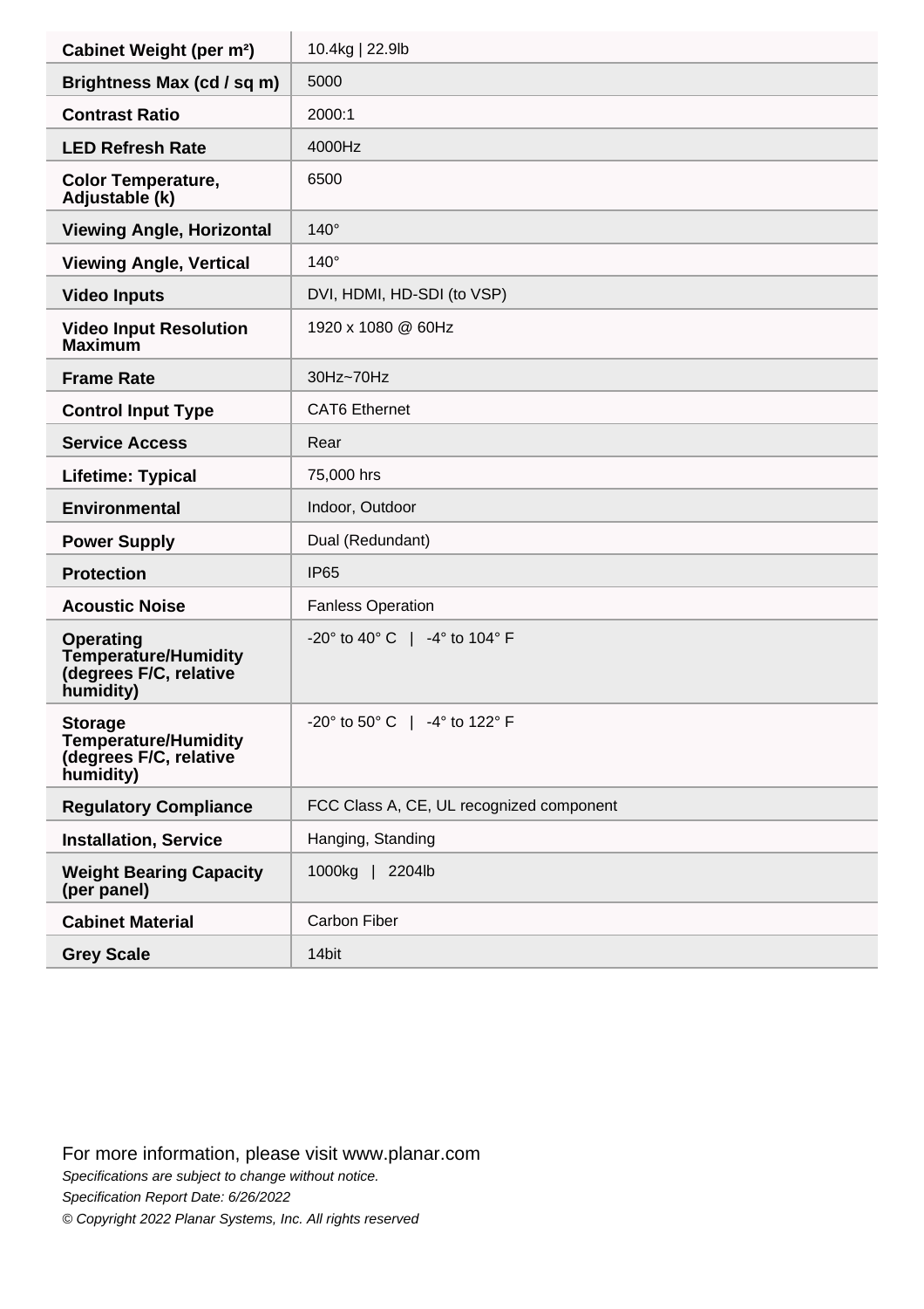| | |
|---|---|
| **Cabinet Weight (per m²)** | 10.4kg \| 22.9lb |
| **Brightness Max (cd / sq m)** | 5000 |
| **Contrast Ratio** | 2000:1 |
| **LED Refresh Rate** | 4000Hz |
| **Color Temperature, Adjustable (k)** | 6500 |
| **Viewing Angle, Horizontal** | 140° |
| **Viewing Angle, Vertical** | 140° |
| **Video Inputs** | DVI, HDMI, HD-SDI (to VSP) |
| **Video Input Resolution Maximum** | 1920 x 1080 @ 60Hz |
| **Frame Rate** | 30Hz~70Hz |
| **Control Input Type** | CAT6 Ethernet |
| **Service Access** | Rear |
| **Lifetime: Typical** | 75,000 hrs |
| **Environmental** | Indoor, Outdoor |
| **Power Supply** | Dual (Redundant) |
| **Protection** | IP65 |
| **Acoustic Noise** | Fanless Operation |
| **Operating Temperature/Humidity (degrees F/C, relative humidity)** | -20° to 40° C \| -4° to 104° F |
| **Storage Temperature/Humidity (degrees F/C, relative humidity)** | -20° to 50° C \| -4° to 122° F |
| **Regulatory Compliance** | FCC Class A, CE, UL recognized component |
| **Installation, Service** | Hanging, Standing |
| **Weight Bearing Capacity (per panel)** | 1000kg \| 2204lb |
| **Cabinet Material** | Carbon Fiber |
| **Grey Scale** | 14bit |

For more information, please visit www.planar.com

*Specifications are subject to change without notice.*

*Specification Report Date: 6/26/2022*

*© Copyright 2022 Planar Systems, Inc. All rights reserved*